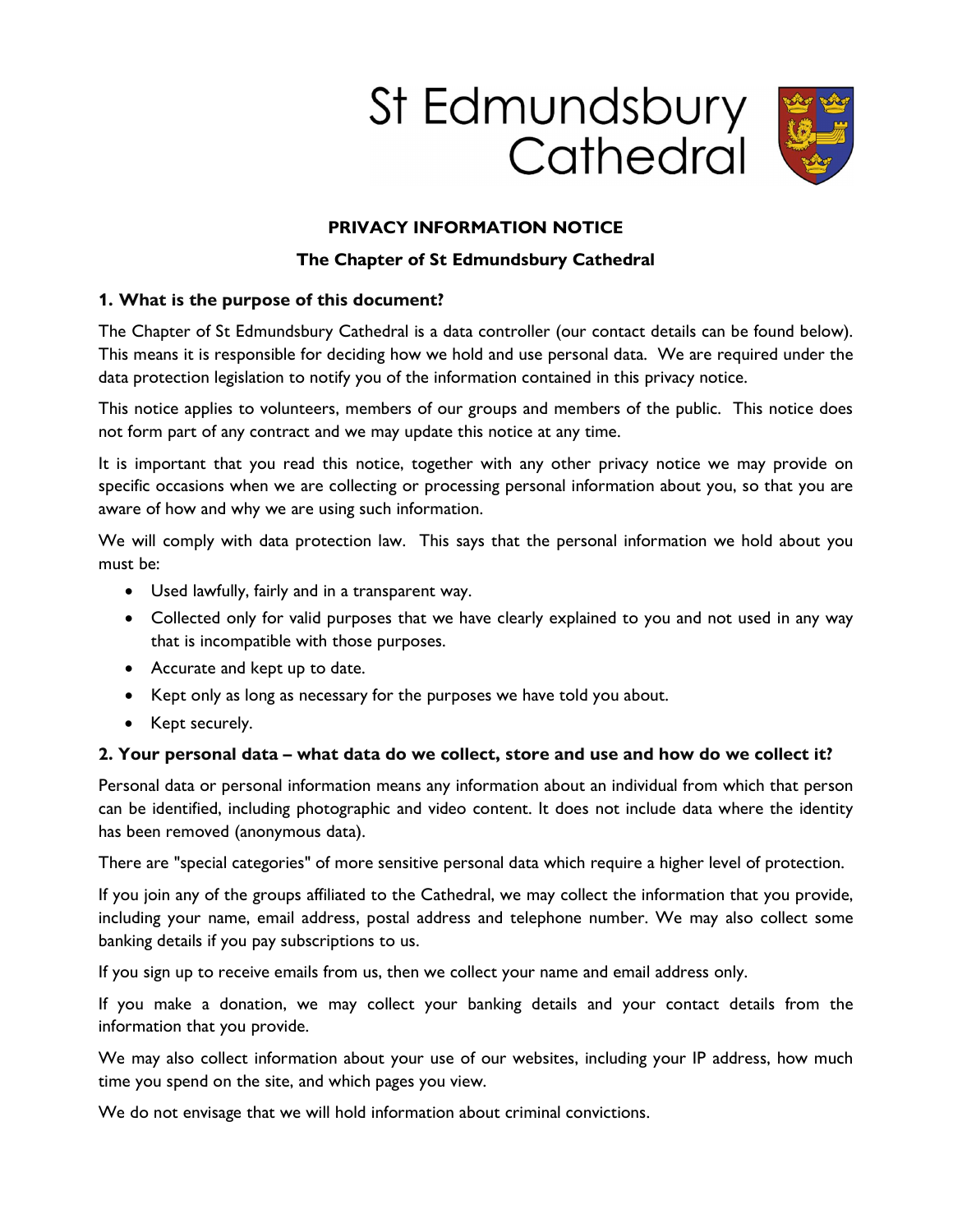St Edmundsbury Cathedral

# PRIVACY INFORMATION NOTICE

## The Chapter of St Edmundsbury Cathedral

### 1. What is the purpose of this document?

The Chapter of St Edmundsbury Cathedral is a data controller (our contact details can be found below). This means it is responsible for deciding how we hold and use personal data. We are required under the data protection legislation to notify you of the information contained in this privacy notice.

This notice applies to volunteers, members of our groups and members of the public. This notice does not form part of any contract and we may update this notice at any time.

It is important that you read this notice, together with any other privacy notice we may provide on specific occasions when we are collecting or processing personal information about you, so that you are aware of how and why we are using such information.

We will comply with data protection law. This says that the personal information we hold about you must be:

- Used lawfully, fairly and in a transparent way.
- Collected only for valid purposes that we have clearly explained to you and not used in any way that is incompatible with those purposes.
- Accurate and kept up to date.
- Kept only as long as necessary for the purposes we have told you about.
- Kept securely.

### 2. Your personal data – what data do we collect, store and use and how do we collect it?

Personal data or personal information means any information about an individual from which that person can be identified, including photographic and video content. It does not include data where the identity has been removed (anonymous data).

There are "special categories" of more sensitive personal data which require a higher level of protection.

If you join any of the groups affiliated to the Cathedral, we may collect the information that you provide, including your name, email address, postal address and telephone number. We may also collect some banking details if you pay subscriptions to us.

If you sign up to receive emails from us, then we collect your name and email address only.

If you make a donation, we may collect your banking details and your contact details from the information that you provide.

We may also collect information about your use of our websites, including your IP address, how much time you spend on the site, and which pages you view.

We do not envisage that we will hold information about criminal convictions.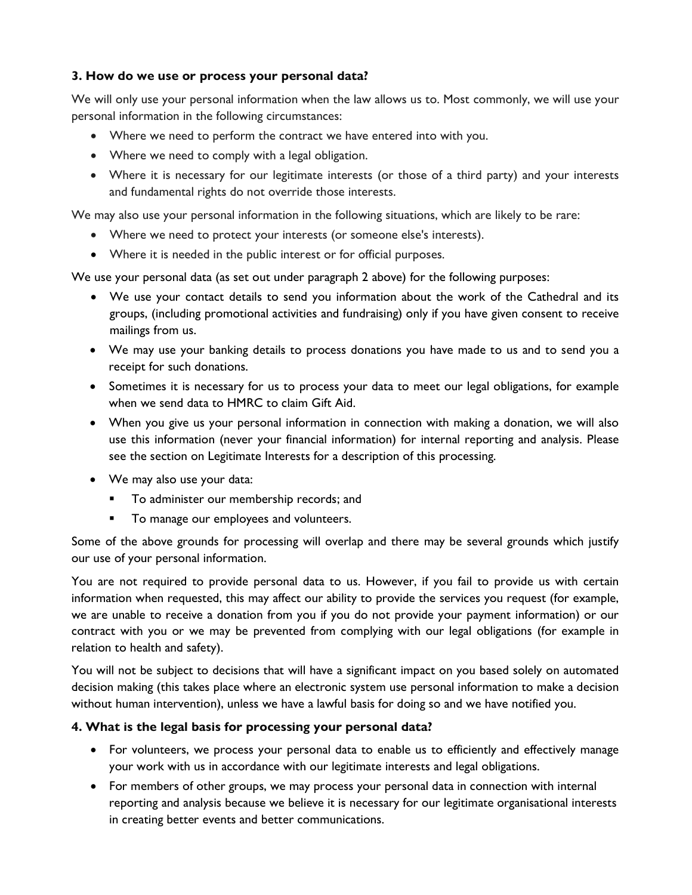### 3. How do we use or process your personal data?

We will only use your personal information when the law allows us to. Most commonly, we will use your personal information in the following circumstances:

- Where we need to perform the contract we have entered into with you.
- Where we need to comply with a legal obligation.
- Where it is necessary for our legitimate interests (or those of a third party) and your interests and fundamental rights do not override those interests.

We may also use your personal information in the following situations, which are likely to be rare:

- Where we need to protect your interests (or someone else's interests).
- Where it is needed in the public interest or for official purposes.

We use your personal data (as set out under paragraph 2 above) for the following purposes:

- We use your contact details to send you information about the work of the Cathedral and its groups, (including promotional activities and fundraising) only if you have given consent to receive mailings from us.
- We may use your banking details to process donations you have made to us and to send you a receipt for such donations.
- Sometimes it is necessary for us to process your data to meet our legal obligations, for example when we send data to HMRC to claim Gift Aid.
- When you give us your personal information in connection with making a donation, we will also use this information (never your financial information) for internal reporting and analysis. Please see the section on Legitimate Interests for a description of this processing.
- We may also use your data:
  - To administer our membership records; and
  - To manage our employees and volunteers.

Some of the above grounds for processing will overlap and there may be several grounds which justify our use of your personal information.

You are not required to provide personal data to us. However, if you fail to provide us with certain information when requested, this may affect our ability to provide the services you request (for example, we are unable to receive a donation from you if you do not provide your payment information) or our contract with you or we may be prevented from complying with our legal obligations (for example in relation to health and safety).

You will not be subject to decisions that will have a significant impact on you based solely on automated decision making (this takes place where an electronic system use personal information to make a decision without human intervention), unless we have a lawful basis for doing so and we have notified you.

### 4. What is the legal basis for processing your personal data?

- For volunteers, we process your personal data to enable us to efficiently and effectively manage your work with us in accordance with our legitimate interests and legal obligations.
- For members of other groups, we may process your personal data in connection with internal reporting and analysis because we believe it is necessary for our legitimate organisational interests in creating better events and better communications.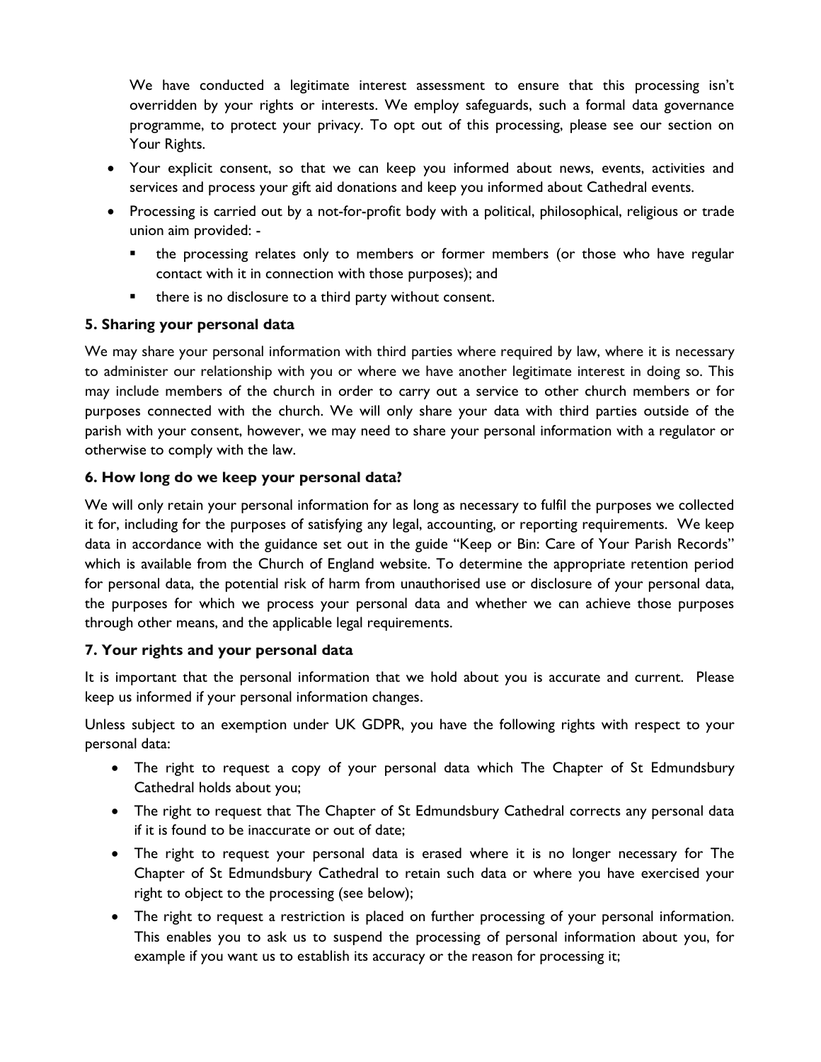We have conducted a legitimate interest assessment to ensure that this processing isn't overridden by your rights or interests. We employ safeguards, such a formal data governance programme, to protect your privacy. To opt out of this processing, please see our section on Your Rights.

- Your explicit consent, so that we can keep you informed about news, events, activities and services and process your gift aid donations and keep you informed about Cathedral events.
- Processing is carried out by a not-for-profit body with a political, philosophical, religious or trade union aim provided: -
  - the processing relates only to members or former members (or those who have regular contact with it in connection with those purposes); and
  - there is no disclosure to a third party without consent.

### 5. Sharing your personal data

We may share your personal information with third parties where required by law, where it is necessary to administer our relationship with you or where we have another legitimate interest in doing so. This may include members of the church in order to carry out a service to other church members or for purposes connected with the church. We will only share your data with third parties outside of the parish with your consent, however, we may need to share your personal information with a regulator or otherwise to comply with the law.

### 6. How long do we keep your personal data?

We will only retain your personal information for as long as necessary to fulfil the purposes we collected it for, including for the purposes of satisfying any legal, accounting, or reporting requirements. We keep data in accordance with the guidance set out in the guide "Keep or Bin: Care of Your Parish Records" which is available from the Church of England website. To determine the appropriate retention period for personal data, the potential risk of harm from unauthorised use or disclosure of your personal data, the purposes for which we process your personal data and whether we can achieve those purposes through other means, and the applicable legal requirements.

### 7. Your rights and your personal data

It is important that the personal information that we hold about you is accurate and current. Please keep us informed if your personal information changes.

Unless subject to an exemption under UK GDPR, you have the following rights with respect to your personal data:

- The right to request a copy of your personal data which The Chapter of St Edmundsbury Cathedral holds about you;
- The right to request that The Chapter of St Edmundsbury Cathedral corrects any personal data if it is found to be inaccurate or out of date;
- The right to request your personal data is erased where it is no longer necessary for The Chapter of St Edmundsbury Cathedral to retain such data or where you have exercised your right to object to the processing (see below);
- The right to request a restriction is placed on further processing of your personal information. This enables you to ask us to suspend the processing of personal information about you, for example if you want us to establish its accuracy or the reason for processing it;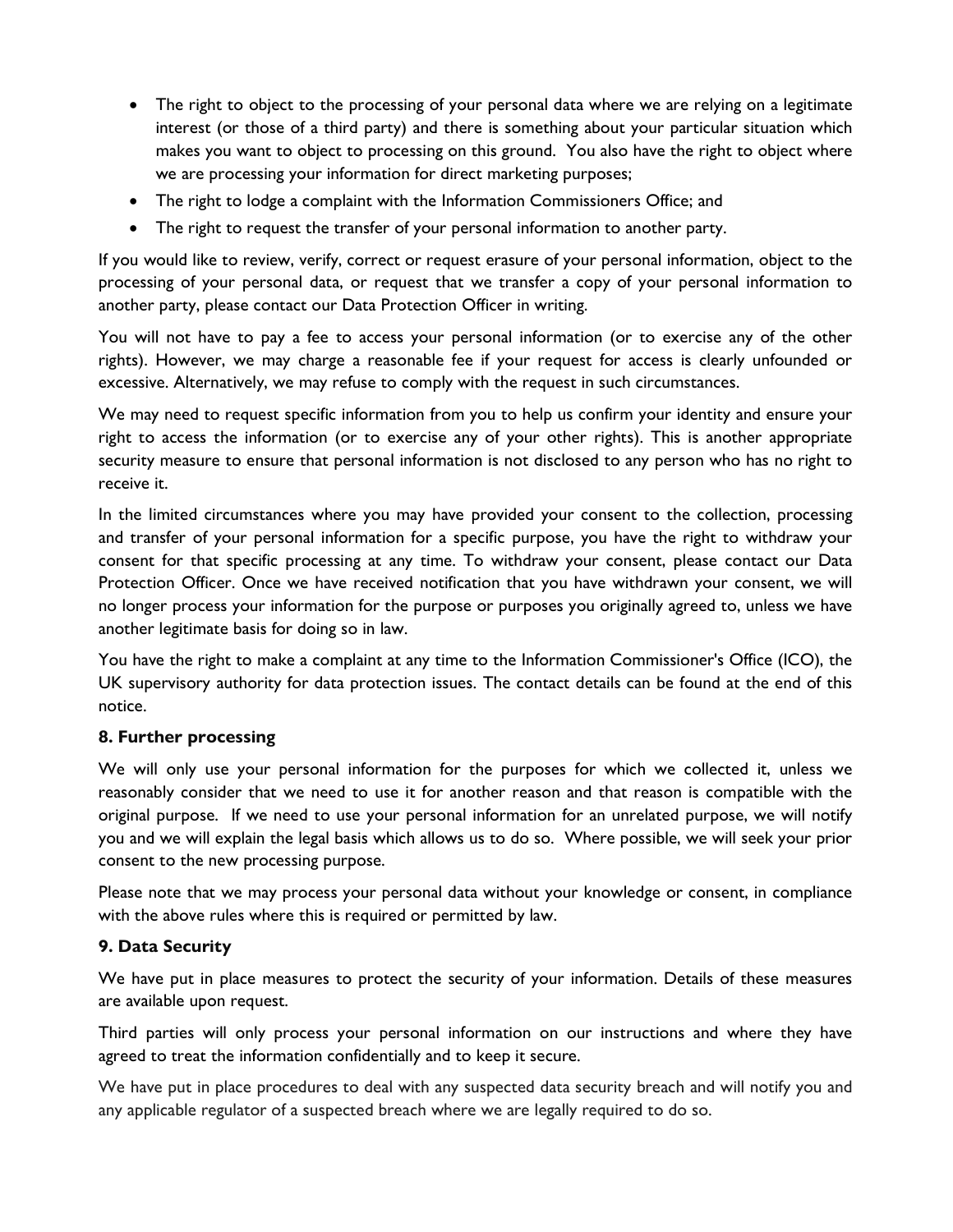- The right to object to the processing of your personal data where we are relying on a legitimate interest (or those of a third party) and there is something about your particular situation which makes you want to object to processing on this ground. You also have the right to object where we are processing your information for direct marketing purposes;
- The right to lodge a complaint with the Information Commissioners Office; and
- The right to request the transfer of your personal information to another party.

If you would like to review, verify, correct or request erasure of your personal information, object to the processing of your personal data, or request that we transfer a copy of your personal information to another party, please contact our Data Protection Officer in writing.

You will not have to pay a fee to access your personal information (or to exercise any of the other rights). However, we may charge a reasonable fee if your request for access is clearly unfounded or excessive. Alternatively, we may refuse to comply with the request in such circumstances.

We may need to request specific information from you to help us confirm your identity and ensure your right to access the information (or to exercise any of your other rights). This is another appropriate security measure to ensure that personal information is not disclosed to any person who has no right to receive it.

In the limited circumstances where you may have provided your consent to the collection, processing and transfer of your personal information for a specific purpose, you have the right to withdraw your consent for that specific processing at any time. To withdraw your consent, please contact our Data Protection Officer. Once we have received notification that you have withdrawn your consent, we will no longer process your information for the purpose or purposes you originally agreed to, unless we have another legitimate basis for doing so in law.

You have the right to make a complaint at any time to the Information Commissioner's Office (ICO), the UK supervisory authority for data protection issues. The contact details can be found at the end of this notice.

### 8. Further processing

We will only use your personal information for the purposes for which we collected it, unless we reasonably consider that we need to use it for another reason and that reason is compatible with the original purpose. If we need to use your personal information for an unrelated purpose, we will notify you and we will explain the legal basis which allows us to do so. Where possible, we will seek your prior consent to the new processing purpose.

Please note that we may process your personal data without your knowledge or consent, in compliance with the above rules where this is required or permitted by law.

### 9. Data Security

We have put in place measures to protect the security of your information. Details of these measures are available upon request.

Third parties will only process your personal information on our instructions and where they have agreed to treat the information confidentially and to keep it secure.

We have put in place procedures to deal with any suspected data security breach and will notify you and any applicable regulator of a suspected breach where we are legally required to do so.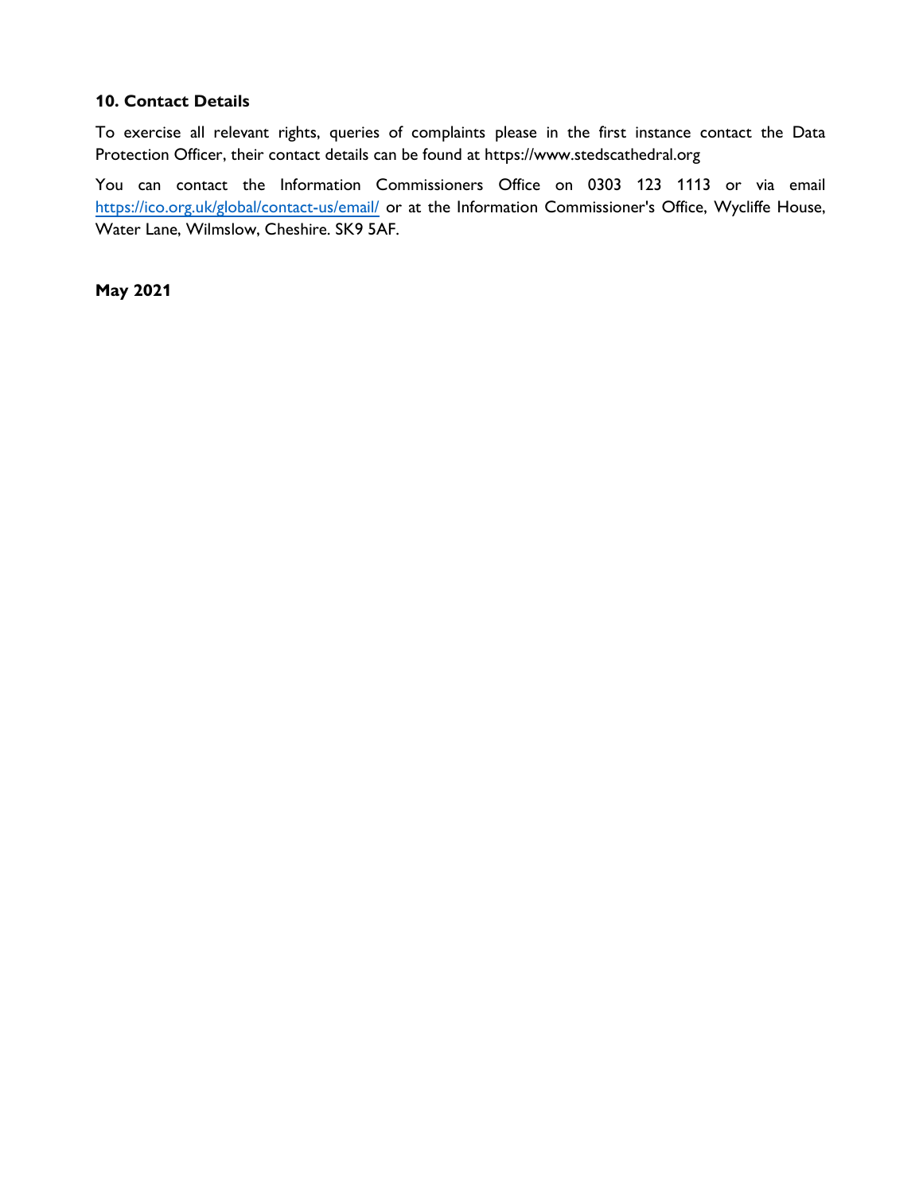### 10. Contact Details

To exercise all relevant rights, queries of complaints please in the first instance contact the Data Protection Officer, their contact details can be found at https://www.stedscathedral.org

You can contact the Information Commissioners Office on 0303 123 1113 or via email https://ico.org.uk/global/contact-us/email/ or at the Information Commissioner's Office, Wycliffe House, Water Lane, Wilmslow, Cheshire. SK9 5AF.

**May 2021**